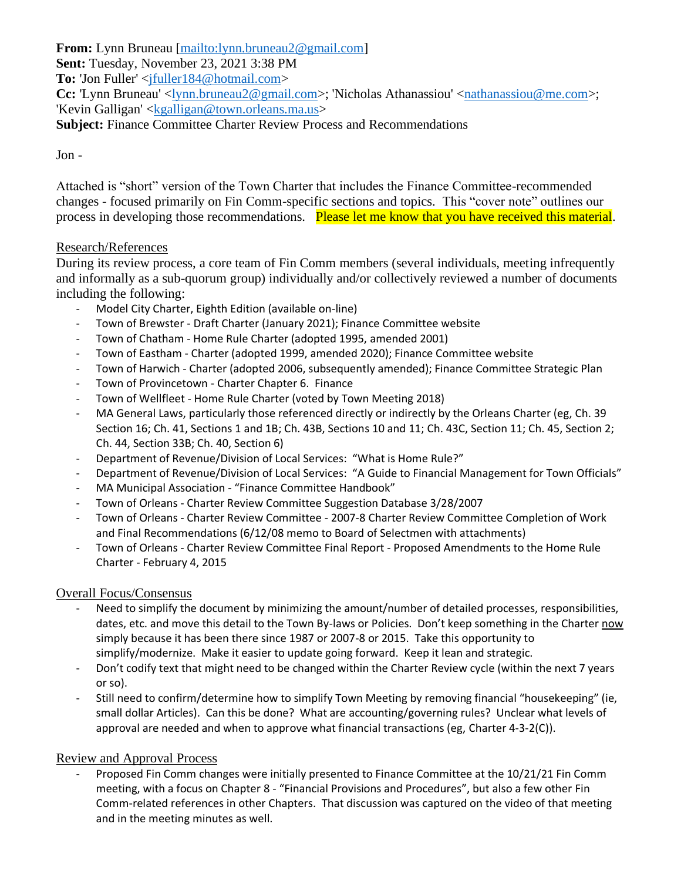**From:** Lynn Bruneau [mailto:lynn.bruneau2@gmail.com]
**Sent:** Tuesday, November 23, 2021 3:38 PM
**To:** 'Jon Fuller' <jfuller184@hotmail.com>
**Cc:** 'Lynn Bruneau' <lynn.bruneau2@gmail.com>; 'Nicholas Athanassiou' <nathanassiou@me.com>; 'Kevin Galligan' <kgalligan@town.orleans.ma.us>
**Subject:** Finance Committee Charter Review Process and Recommendations

Jon -

Attached is "short" version of the Town Charter that includes the Finance Committee-recommended changes - focused primarily on Fin Comm-specific sections and topics. This "cover note" outlines our process in developing those recommendations. Please let me know that you have received this material.

Research/References

During its review process, a core team of Fin Comm members (several individuals, meeting infrequently and informally as a sub-quorum group) individually and/or collectively reviewed a number of documents including the following:

- Model City Charter, Eighth Edition (available on-line)
- Town of Brewster - Draft Charter (January 2021); Finance Committee website
- Town of Chatham - Home Rule Charter (adopted 1995, amended 2001)
- Town of Eastham - Charter (adopted 1999, amended 2020); Finance Committee website
- Town of Harwich - Charter (adopted 2006, subsequently amended); Finance Committee Strategic Plan
- Town of Provincetown - Charter Chapter 6. Finance
- Town of Wellfleet - Home Rule Charter (voted by Town Meeting 2018)
- MA General Laws, particularly those referenced directly or indirectly by the Orleans Charter (eg, Ch. 39 Section 16; Ch. 41, Sections 1 and 1B; Ch. 43B, Sections 10 and 11; Ch. 43C, Section 11; Ch. 45, Section 2; Ch. 44, Section 33B; Ch. 40, Section 6)
- Department of Revenue/Division of Local Services: "What is Home Rule?"
- Department of Revenue/Division of Local Services: "A Guide to Financial Management for Town Officials"
- MA Municipal Association - "Finance Committee Handbook"
- Town of Orleans - Charter Review Committee Suggestion Database 3/28/2007
- Town of Orleans - Charter Review Committee - 2007-8 Charter Review Committee Completion of Work and Final Recommendations (6/12/08 memo to Board of Selectmen with attachments)
- Town of Orleans - Charter Review Committee Final Report - Proposed Amendments to the Home Rule Charter - February 4, 2015

Overall Focus/Consensus

- Need to simplify the document by minimizing the amount/number of detailed processes, responsibilities, dates, etc. and move this detail to the Town By-laws or Policies. Don't keep something in the Charter now simply because it has been there since 1987 or 2007-8 or 2015. Take this opportunity to simplify/modernize. Make it easier to update going forward. Keep it lean and strategic.
- Don't codify text that might need to be changed within the Charter Review cycle (within the next 7 years or so).
- Still need to confirm/determine how to simplify Town Meeting by removing financial "housekeeping" (ie, small dollar Articles). Can this be done? What are accounting/governing rules? Unclear what levels of approval are needed and when to approve what financial transactions (eg, Charter 4-3-2(C)).

Review and Approval Process

- Proposed Fin Comm changes were initially presented to Finance Committee at the 10/21/21 Fin Comm meeting, with a focus on Chapter 8 - "Financial Provisions and Procedures", but also a few other Fin Comm-related references in other Chapters. That discussion was captured on the video of that meeting and in the meeting minutes as well.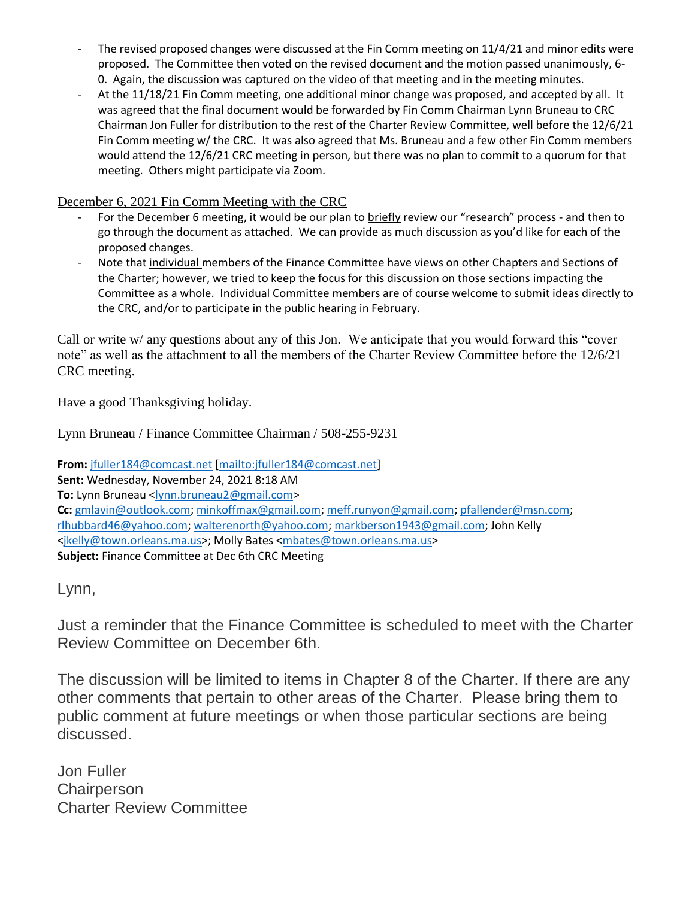- The revised proposed changes were discussed at the Fin Comm meeting on 11/4/21 and minor edits were proposed. The Committee then voted on the revised document and the motion passed unanimously, 6-0. Again, the discussion was captured on the video of that meeting and in the meeting minutes.
- At the 11/18/21 Fin Comm meeting, one additional minor change was proposed, and accepted by all. It was agreed that the final document would be forwarded by Fin Comm Chairman Lynn Bruneau to CRC Chairman Jon Fuller for distribution to the rest of the Charter Review Committee, well before the 12/6/21 Fin Comm meeting w/ the CRC. It was also agreed that Ms. Bruneau and a few other Fin Comm members would attend the 12/6/21 CRC meeting in person, but there was no plan to commit to a quorum for that meeting. Others might participate via Zoom.

<u>December 6, 2021 Fin Comm Meeting with the CRC</u>

- For the December 6 meeting, it would be our plan to <u>briefly</u> review our "research" process - and then to go through the document as attached. We can provide as much discussion as you'd like for each of the proposed changes.
- Note that <u>individual</u> members of the Finance Committee have views on other Chapters and Sections of the Charter; however, we tried to keep the focus for this discussion on those sections impacting the Committee as a whole. Individual Committee members are of course welcome to submit ideas directly to the CRC, and/or to participate in the public hearing in February.

Call or write w/ any questions about any of this Jon. We anticipate that you would forward this "cover note" as well as the attachment to all the members of the Charter Review Committee before the 12/6/21 CRC meeting.

Have a good Thanksgiving holiday.

Lynn Bruneau / Finance Committee Chairman / 508-255-9231

**From:** jfuller184@comcast.net [mailto:jfuller184@comcast.net]
**Sent:** Wednesday, November 24, 2021 8:18 AM
**To:** Lynn Bruneau <lynn.bruneau2@gmail.com>
**Cc:** gmlavin@outlook.com; minkoffmax@gmail.com; meff.runyon@gmail.com; pfallender@msn.com; rlhubbard46@yahoo.com; walterenorth@yahoo.com; markberson1943@gmail.com; John Kelly <jkelly@town.orleans.ma.us>; Molly Bates <mbates@town.orleans.ma.us>
**Subject:** Finance Committee at Dec 6th CRC Meeting

Lynn,

Just a reminder that the Finance Committee is scheduled to meet with the Charter Review Committee on December 6th.

The discussion will be limited to items in Chapter 8 of the Charter. If there are any other comments that pertain to other areas of the Charter. Please bring them to public comment at future meetings or when those particular sections are being discussed.

Jon Fuller
Chairperson
Charter Review Committee